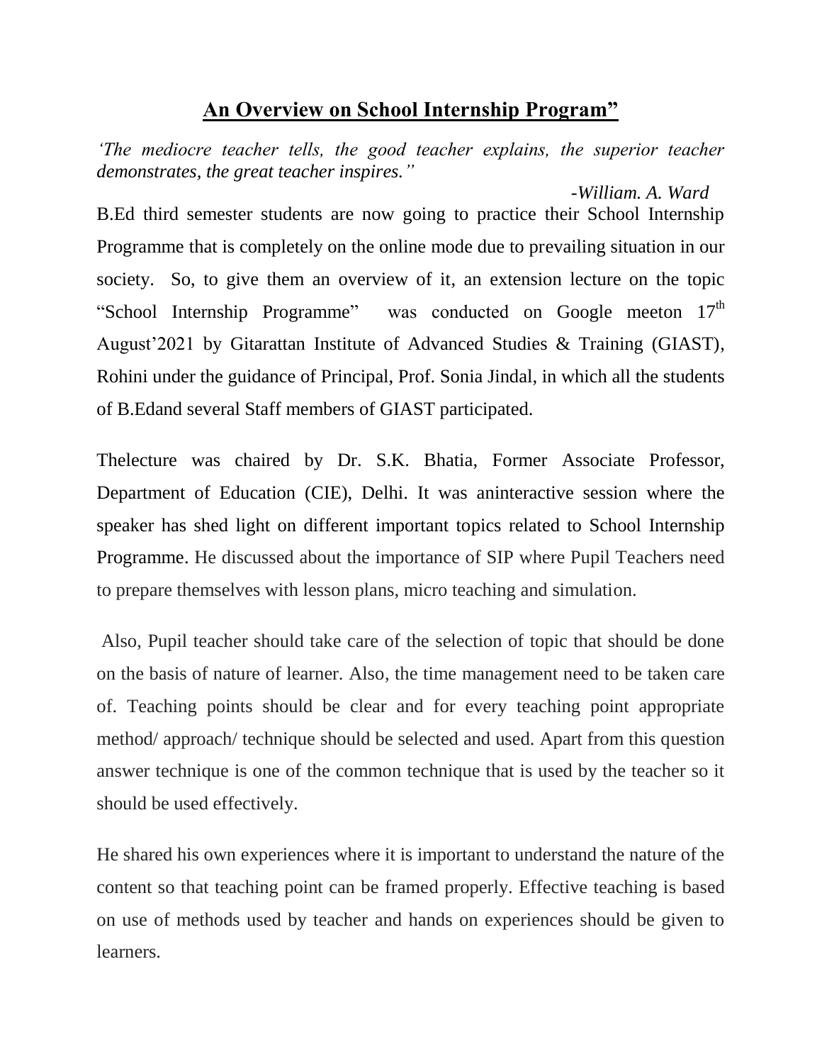# **An Overview on School Internship Program"**

*'The mediocre teacher tells, the good teacher explains, the superior teacher demonstrates, the great teacher inspires."*

*-William. A. Ward*

B.Ed third semester students are now going to practice their School Internship Programme that is completely on the online mode due to prevailing situation in our society. So, to give them an overview of it, an extension lecture on the topic "School Internship Programme" was conducted on Google meeton 17th August'2021 by Gitarattan Institute of Advanced Studies & Training (GIAST), Rohini under the guidance of Principal, Prof. Sonia Jindal, in which all the students of B.Edand several Staff members of GIAST participated.

Thelecture was chaired by Dr. S.K. Bhatia, Former Associate Professor, Department of Education (CIE), Delhi. It was aninteractive session where the speaker has shed light on different important topics related to School Internship Programme. He discussed about the importance of SIP where Pupil Teachers need to prepare themselves with lesson plans, micro teaching and simulation.

Also, Pupil teacher should take care of the selection of topic that should be done on the basis of nature of learner. Also, the time management need to be taken care of. Teaching points should be clear and for every teaching point appropriate method/ approach/ technique should be selected and used. Apart from this question answer technique is one of the common technique that is used by the teacher so it should be used effectively.

He shared his own experiences where it is important to understand the nature of the content so that teaching point can be framed properly. Effective teaching is based on use of methods used by teacher and hands on experiences should be given to learners.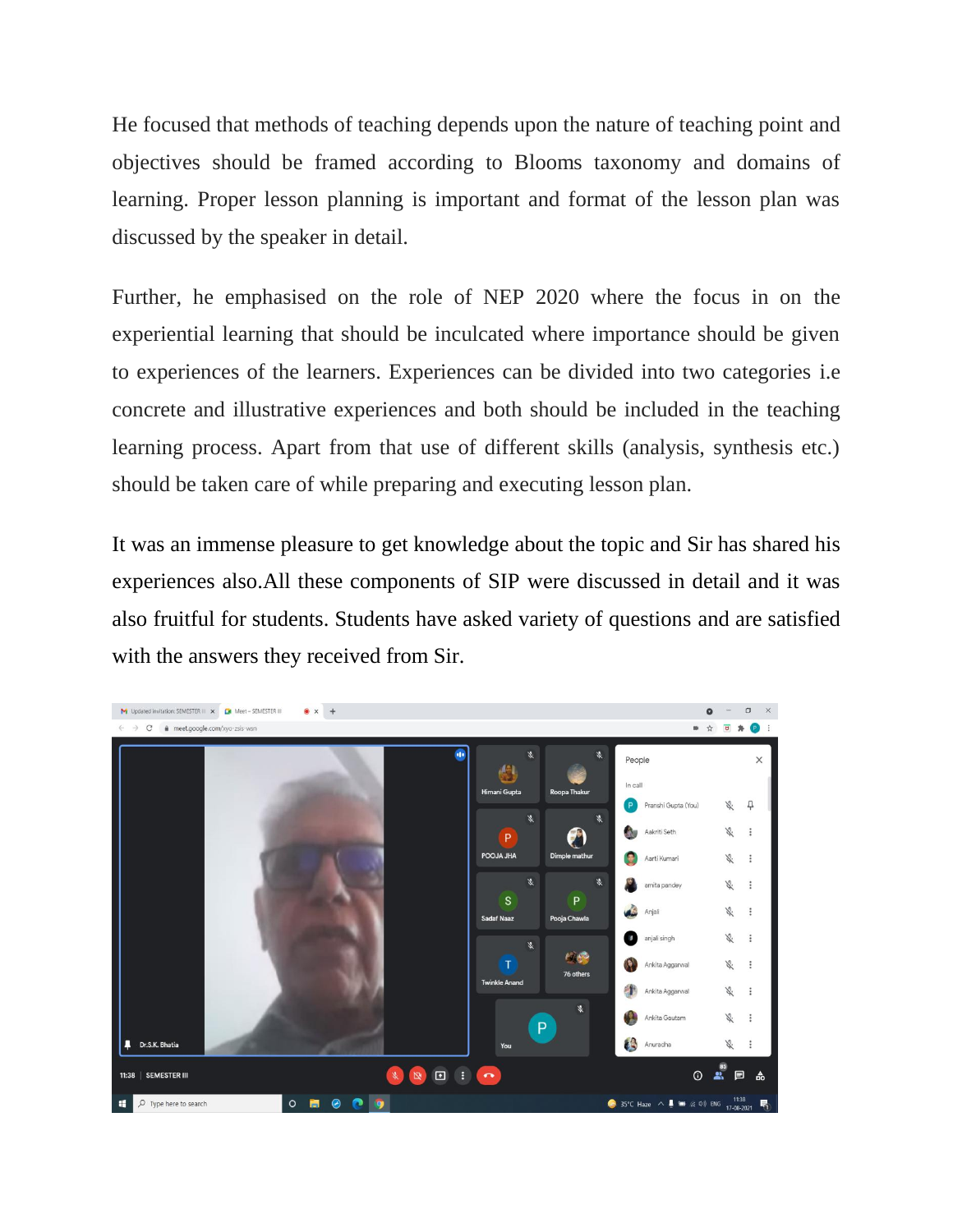He focused that methods of teaching depends upon the nature of teaching point and objectives should be framed according to Blooms taxonomy and domains of learning. Proper lesson planning is important and format of the lesson plan was discussed by the speaker in detail.

Further, he emphasised on the role of NEP 2020 where the focus in on the experiential learning that should be inculcated where importance should be given to experiences of the learners. Experiences can be divided into two categories i.e concrete and illustrative experiences and both should be included in the teaching learning process. Apart from that use of different skills (analysis, synthesis etc.) should be taken care of while preparing and executing lesson plan.

It was an immense pleasure to get knowledge about the topic and Sir has shared his experiences also.All these components of SIP were discussed in detail and it was also fruitful for students. Students have asked variety of questions and are satisfied with the answers they received from Sir.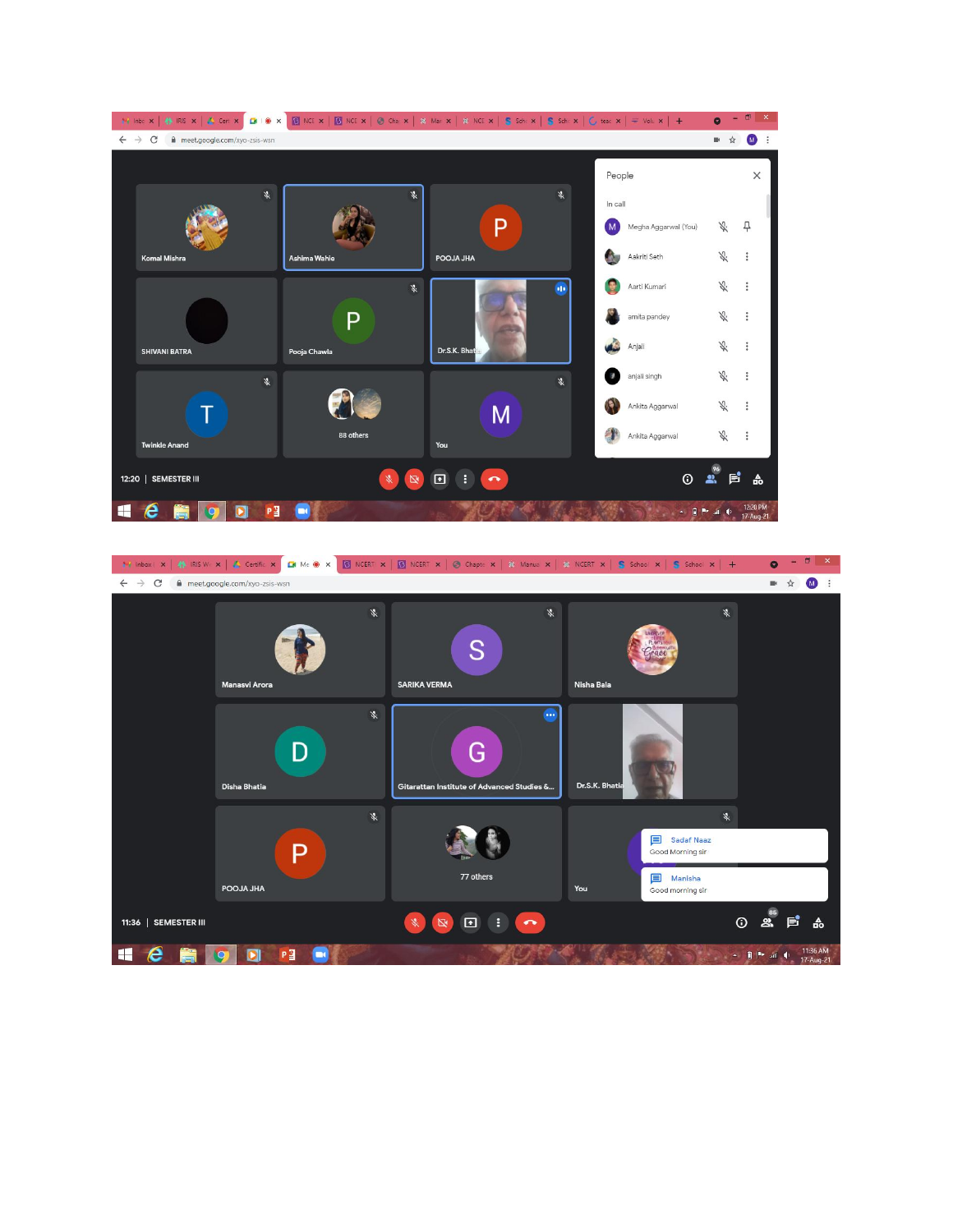meet.google.com/xyo-zsis-wsn

Komal Mishra | Ashima Wahie | POOJA JHA

SHIVANI BATRA | Pooja Chawla | Dr.S.K. Bhatia

Twinkle Anand | 88 others | You

People

In call

- Megha Aggarwal (You)
- Aakriti Seth
- Aarti Kumari
- amita pandey
- Anjali
- anjali singh
- Ankita Aggarwal
- Ankita Aggarwal

12:20 | SEMESTER III

12:20 PM 17-Aug-21

meet.google.com/xyo-zsis-wsn

Manasvi Arora | SARIKA VERMA | Nisha Bala

Disha Bhatia | Gitarattan Institute of Advanced Studies &... | Dr.S.K. Bhatia

POOJA JHA | 77 others | You

Sadaf Naaz: Good Morning sir

Manisha: Good morning sir

11:36 | SEMESTER III

11:36 AM 17-Aug-21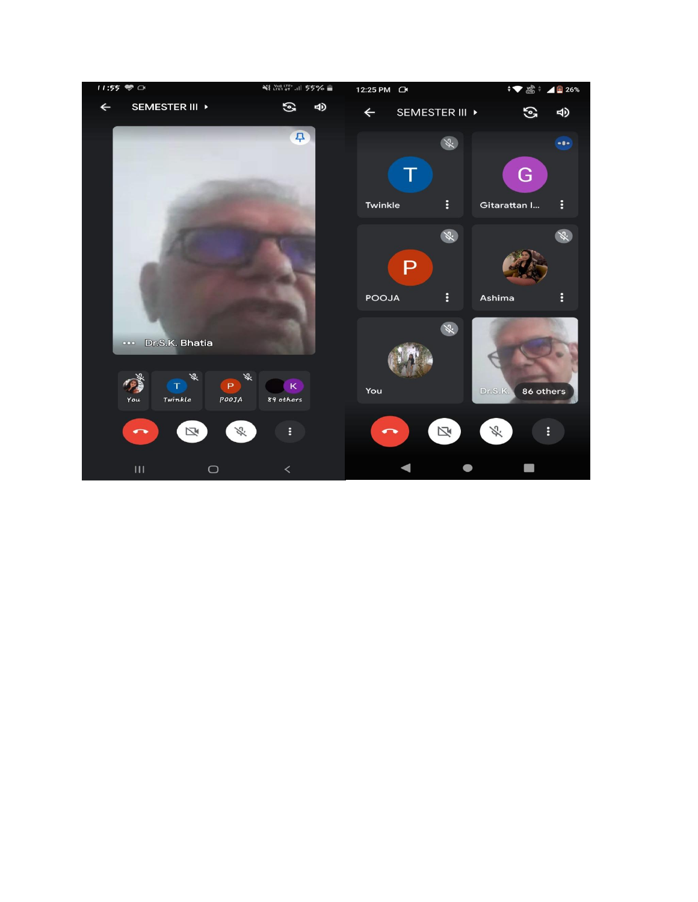11:55 55%

SEMESTER III

Dr.S.K. Bhatia

You

Twinkle

POOJA

89 others

12:25 PM 26%

SEMESTER III

Twinkle

Gitarattan I...

POOJA

Ashima

You

Dr.S.K.

86 others